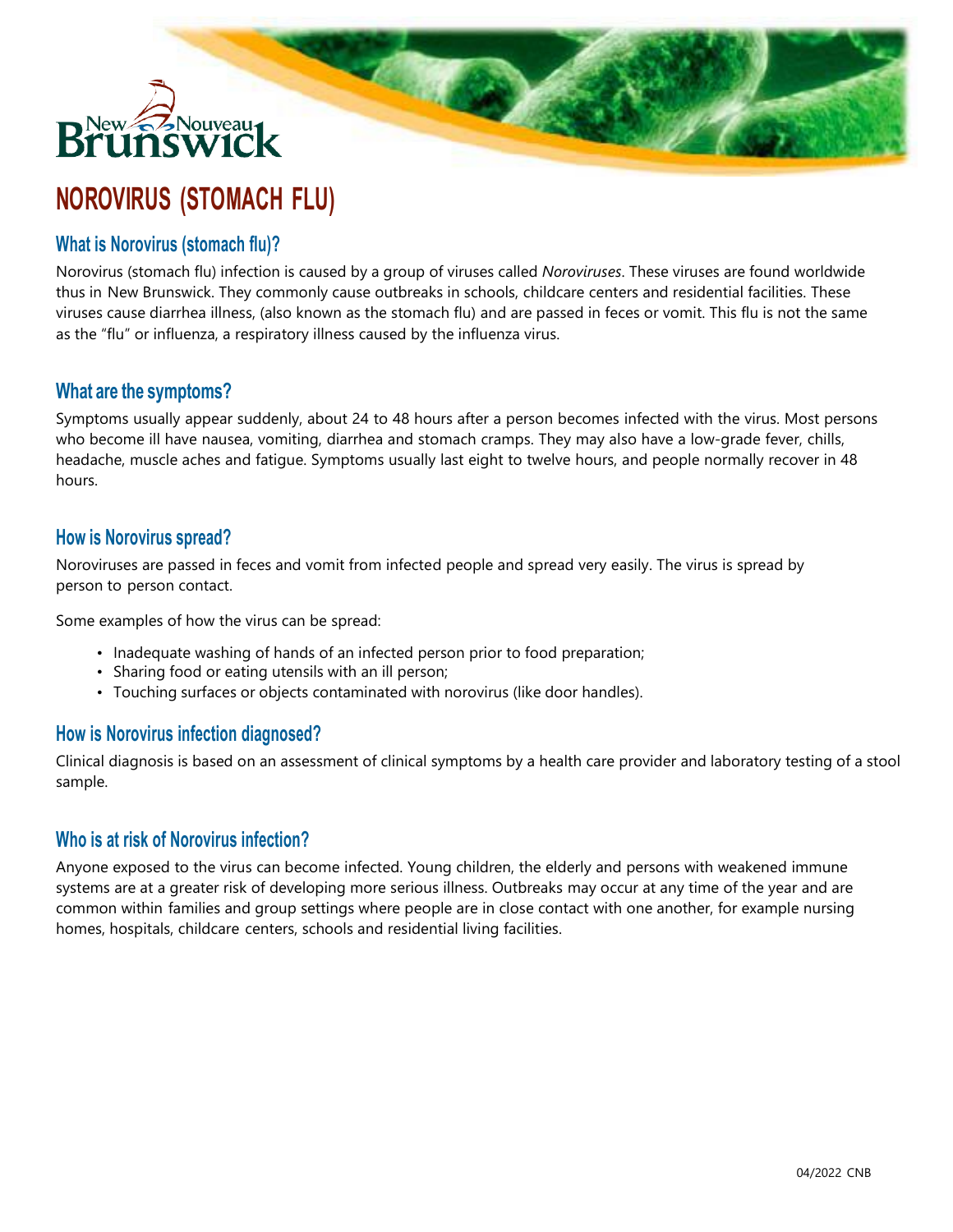# NOROVIRUS (STOMACH FLU)

## What is Norovirus (stomach flu)?

Norovirus (stomach flu) infection is caused by a group of viruses called *Noroviruses*. These viruses are found worldwide thus in New Brunswick. They commonly cause outbreaks in schools, childcare centers and residential facilities. These viruses cause diarrhea illness, (also known as the stomach flu) and are passed in feces or vomit. This flu is not the same as the "flu" or influenza, a respiratory illness caused by the influenza virus.

## What are the symptoms?

Symptoms usually appear suddenly, about 24 to 48 hours after a person becomes infected with the virus. Most persons who become ill have nausea, vomiting, diarrhea and stomach cramps. They may also have a low-grade fever, chills, headache, muscle aches and fatigue. Symptoms usually last eight to twelve hours, and people normally recover in 48 hours.

## How is Norovirus spread?

Noroviruses are passed in feces and vomit from infected people and spread very easily. The virus is spread by person to person contact.

Some examples of how the virus can be spread:

- Inadequate washing of hands of an infected person prior to food preparation;
- Sharing food or eating utensils with an ill person;
- Touching surfaces or objects contaminated with norovirus (like door handles).

## How is Norovirus infection diagnosed?

Clinical diagnosis is based on an assessment of clinical symptoms by a health care provider and laboratory testing of a stool sample.

## Who is at risk of Norovirus infection?

Anyone exposed to the virus can become infected. Young children, the elderly and persons with weakened immune systems are at a greater risk of developing more serious illness. Outbreaks may occur at any time of the year and are common within families and group settings where people are in close contact with one another, for example nursing homes, hospitals, childcare centers, schools and residential living facilities.

04/2022 CNB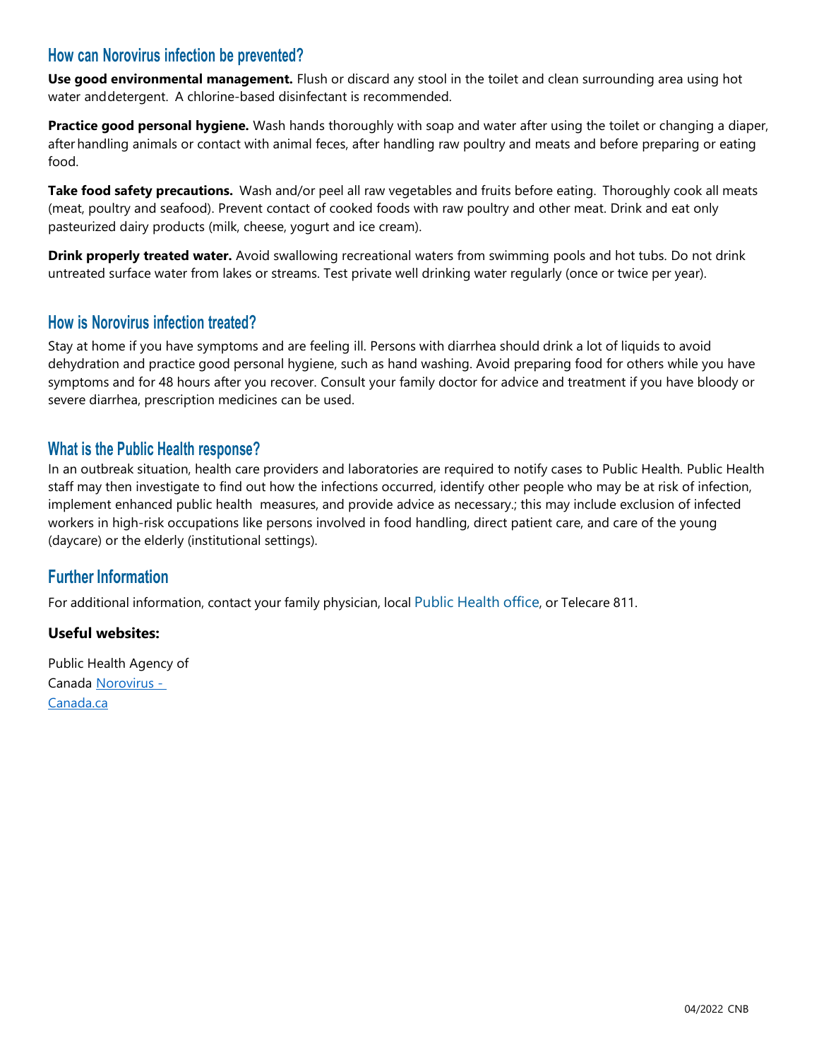## How can Norovirus infection be prevented?

**Use good environmental management.** Flush or discard any stool in the toilet and clean surrounding area using hot water and detergent. A chlorine-based disinfectant is recommended.

**Practice good personal hygiene.** Wash hands thoroughly with soap and water after using the toilet or changing a diaper, after handling animals or contact with animal feces, after handling raw poultry and meats and before preparing or eating food.

**Take food safety precautions.** Wash and/or peel all raw vegetables and fruits before eating. Thoroughly cook all meats (meat, poultry and seafood). Prevent contact of cooked foods with raw poultry and other meat. Drink and eat only pasteurized dairy products (milk, cheese, yogurt and ice cream).

**Drink properly treated water.** Avoid swallowing recreational waters from swimming pools and hot tubs. Do not drink untreated surface water from lakes or streams. Test private well drinking water regularly (once or twice per year).

## How is Norovirus infection treated?

Stay at home if you have symptoms and are feeling ill. Persons with diarrhea should drink a lot of liquids to avoid dehydration and practice good personal hygiene, such as hand washing. Avoid preparing food for others while you have symptoms and for 48 hours after you recover. Consult your family doctor for advice and treatment if you have bloody or severe diarrhea, prescription medicines can be used.

## What is the Public Health response?

In an outbreak situation, health care providers and laboratories are required to notify cases to Public Health. Public Health staff may then investigate to find out how the infections occurred, identify other people who may be at risk of infection, implement enhanced public health measures, and provide advice as necessary.; this may include exclusion of infected workers in high-risk occupations like persons involved in food handling, direct patient care, and care of the young (daycare) or the elderly (institutional settings).

## Further Information

For additional information, contact your family physician, local Public Health office, or Telecare 811.

**Useful websites:**

Public Health Agency of Canada Norovirus - Canada.ca

04/2022 CNB